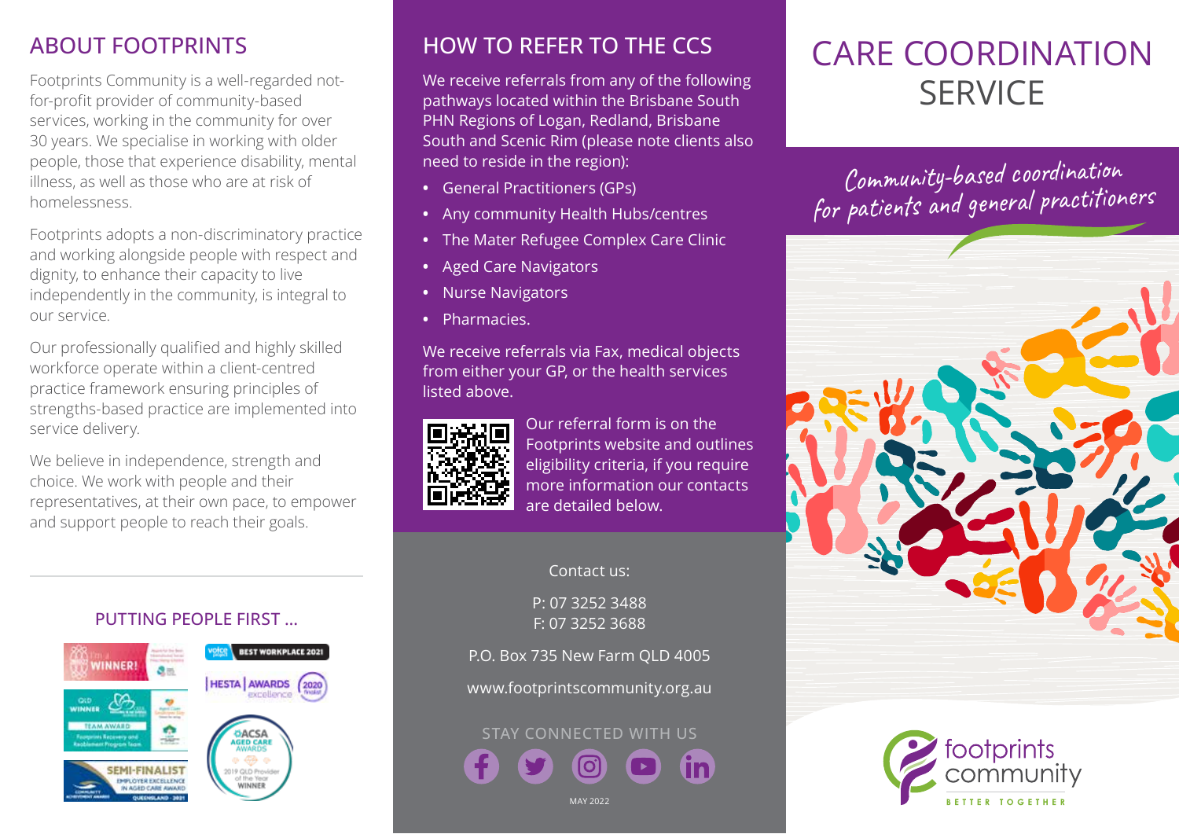## ABOUT FOOTPRINTS

Footprints Community is a well-regarded not-for-profit provider of community-based services, working in the community for over 30 years. We specialise in working with older people, those that experience disability, mental illness, as well as those who are at risk of homelessness.

Footprints adopts a non-discriminatory practice and working alongside people with respect and dignity, to enhance their capacity to live independently in the community, is integral to our service.

Our professionally qualified and highly skilled workforce operate within a client-centred practice framework ensuring principles of strengths-based practice are implemented into service delivery.

We believe in independence, strength and choice. We work with people and their representatives, at their own pace, to empower and support people to reach their goals.

### PUTTING PEOPLE FIRST ...

## HOW TO REFER TO THE CCS

We receive referrals from any of the following pathways located within the Brisbane South PHN Regions of Logan, Redland, Brisbane South and Scenic Rim (please note clients also need to reside in the region):

- General Practitioners (GPs)
- Any community Health Hubs/centres
- The Mater Refugee Complex Care Clinic
- Aged Care Navigators
- Nurse Navigators
- Pharmacies.

We receive referrals via Fax, medical objects from either your GP, or the health services listed above.

Our referral form is on the Footprints website and outlines eligibility criteria, if you require more information our contacts are detailed below.

Contact us:

P: 07 3252 3488
F: 07 3252 3688

P.O. Box 735 New Farm QLD 4005

www.footprintscommunity.org.au

STAY CONNECTED WITH US

MAY 2022

# CARE COORDINATION SERVICE

*Community-based coordination for patients and general practitioners*

footprints community

BETTER TOGETHER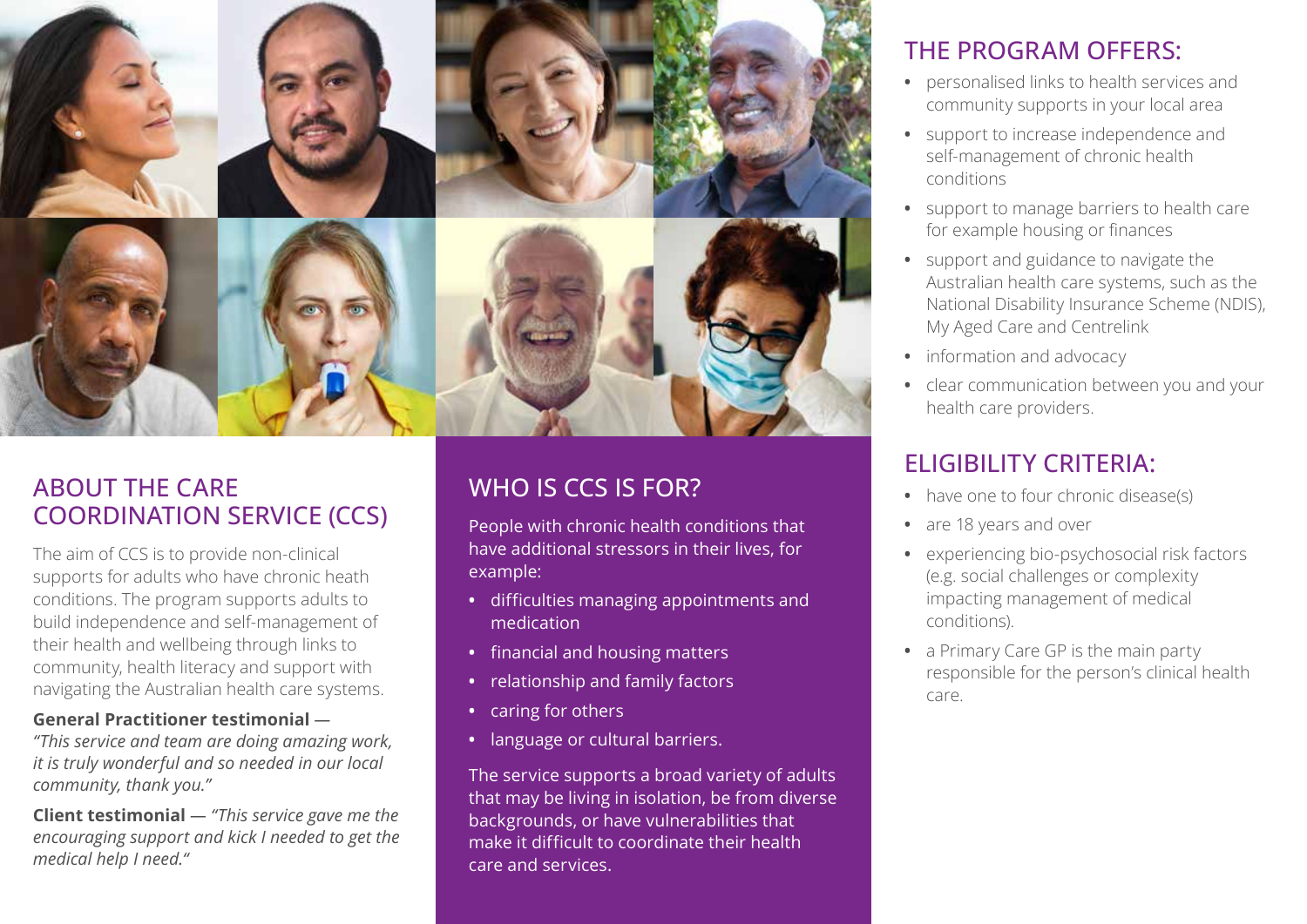## ABOUT THE CARE COORDINATION SERVICE (CCS)

The aim of CCS is to provide non-clinical supports for adults who have chronic heath conditions. The program supports adults to build independence and self-management of their health and wellbeing through links to community, health literacy and support with navigating the Australian health care systems.

**General Practitioner testimonial** — *"This service and team are doing amazing work, it is truly wonderful and so needed in our local community, thank you."*

**Client testimonial** — *"This service gave me the encouraging support and kick I needed to get the medical help I need."*

## WHO IS CCS IS FOR?

People with chronic health conditions that have additional stressors in their lives, for example:

- difficulties managing appointments and medication
- financial and housing matters
- relationship and family factors
- caring for others
- language or cultural barriers.

The service supports a broad variety of adults that may be living in isolation, be from diverse backgrounds, or have vulnerabilities that make it difficult to coordinate their health care and services.

## THE PROGRAM OFFERS:

- personalised links to health services and community supports in your local area
- support to increase independence and self-management of chronic health conditions
- support to manage barriers to health care for example housing or finances
- support and guidance to navigate the Australian health care systems, such as the National Disability Insurance Scheme (NDIS), My Aged Care and Centrelink
- information and advocacy
- clear communication between you and your health care providers.

## ELIGIBILITY CRITERIA:

- have one to four chronic disease(s)
- are 18 years and over
- experiencing bio-psychosocial risk factors (e.g. social challenges or complexity impacting management of medical conditions).
- a Primary Care GP is the main party responsible for the person's clinical health care.